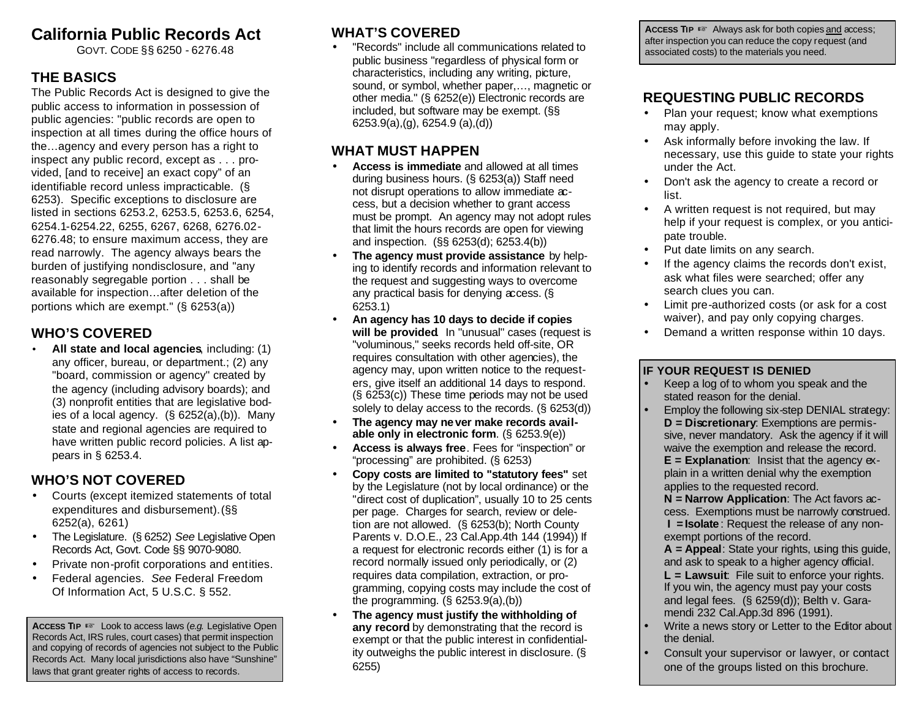# California Public Records Act

GOVT. CODE §§ 6250 - 6276.48

## THE BASICS

The Public Records Act is designed to give the public access to information in possession of public agencies: "public records are open to inspection at all times during the office hours of the…agency and every person has a right to inspect any public record, except as . . . provided, [and to receive] an exact copy" of an identifiable record unless impracticable. (§ 6253). Specific exceptions to disclosure are listed in sections 6253.2, 6253.5, 6253.6, 6254, 6254.1-6254.22, 6255, 6267, 6268, 6276.02-6276.48; to ensure maximum access, they are read narrowly. The agency always bears the burden of justifying nondisclosure, and "any reasonably segregable portion . . . shall be available for inspection…after deletion of the portions which are exempt." (§ 6253(a))

## WHO'S COVERED

- **All state and local agencies**, including: (1) any officer, bureau, or department.; (2) any "board, commission or agency" created by the agency (including advisory boards); and (3) nonprofit entities that are legislative bodies of a local agency. (§ 6252(a),(b)). Many state and regional agencies are required to have written public record policies. A list appears in § 6253.4.

## WHO'S NOT COVERED

- Courts (except itemized statements of total expenditures and disbursement). (§§ 6252(a), 6261)
- The Legislature. (§ 6252) *See* Legislative Open Records Act, Govt. Code §§ 9070-9080.
- Private non-profit corporations and entities.
- Federal agencies. *See* Federal Freedom Of Information Act, 5 U.S.C. § 552.

**ACCESS TIP** ☞ Look to access laws (*e.g.* Legislative Open Records Act, IRS rules, court cases) that permit inspection and copying of records of agencies not subject to the Public Records Act. Many local jurisdictions also have "Sunshine" laws that grant greater rights of access to records.

## WHAT'S COVERED

- "Records" include all communications related to public business "regardless of physical form or characteristics, including any writing, picture, sound, or symbol, whether paper,…, magnetic or other media." (§ 6252(e)) Electronic records are included, but software may be exempt. (§§ 6253.9(a),(g), 6254.9 (a),(d))

## WHAT MUST HAPPEN

- **Access is immediate** and allowed at all times during business hours. (§ 6253(a)) Staff need not disrupt operations to allow immediate access, but a decision whether to grant access must be prompt. An agency may not adopt rules that limit the hours records are open for viewing and inspection. (§§ 6253(d); 6253.4(b))
- **The agency must provide assistance** by helping to identify records and information relevant to the request and suggesting ways to overcome any practical basis for denying access. (§ 6253.1)
- **An agency has 10 days to decide if copies will be provided**. In "unusual" cases (request is "voluminous," seeks records held off-site, OR requires consultation with other agencies), the agency may, upon written notice to the requesters, give itself an additional 14 days to respond. (§ 6253(c)) These time periods may not be used solely to delay access to the records. (§ 6253(d))
- **The agency may never make records available only in electronic form**. (§ 6253.9(e))
- **Access is always free**. Fees for "inspection" or "processing" are prohibited. (§ 6253)
- **Copy costs are limited to "statutory fees"** set by the Legislature (not by local ordinance) or the "direct cost of duplication", usually 10 to 25 cents per page. Charges for search, review or deletion are not allowed. (§ 6253(b); North County Parents v. D.O.E., 23 Cal.App.4th 144 (1994)) If a request for electronic records either (1) is for a record normally issued only periodically, or (2) requires data compilation, extraction, or programming, copying costs may include the cost of the programming. (§ 6253.9(a),(b))
- **The agency must justify the withholding of any record** by demonstrating that the record is exempt or that the public interest in confidentiality outweighs the public interest in disclosure. (§ 6255)

**ACCESS TIP** ☞ Always ask for both copies and access; after inspection you can reduce the copy request (and associated costs) to the materials you need.

## REQUESTING PUBLIC RECORDS

- Plan your request; know what exemptions may apply.
- Ask informally before invoking the law. If necessary, use this guide to state your rights under the Act.
- Don't ask the agency to create a record or list.
- A written request is not required, but may help if your request is complex, or you anticipate trouble.
- Put date limits on any search.
- If the agency claims the records don't exist, ask what files were searched; offer any search clues you can.
- Limit pre-authorized costs (or ask for a cost waiver), and pay only copying charges.
- Demand a written response within 10 days.

### IF YOUR REQUEST IS DENIED

- Keep a log of to whom you speak and the stated reason for the denial.
- Employ the following six-step DENIAL strategy:
  **D = Discretionary**: Exemptions are permissive, never mandatory. Ask the agency if it will waive the exemption and release the record.
  **E = Explanation**: Insist that the agency explain in a written denial why the exemption applies to the requested record.
  **N = Narrow Application**: The Act favors access. Exemptions must be narrowly construed.
  **I = Isolate**: Request the release of any non-exempt portions of the record.
  **A = Appeal**: State your rights, using this guide, and ask to speak to a higher agency official.
  **L = Lawsuit**: File suit to enforce your rights. If you win, the agency must pay your costs and legal fees. (§ 6259(d)); Belth v. Garamendi 232 Cal.App.3d 896 (1991).
- Write a news story or Letter to the Editor about the denial.
- Consult your supervisor or lawyer, or contact one of the groups listed on this brochure.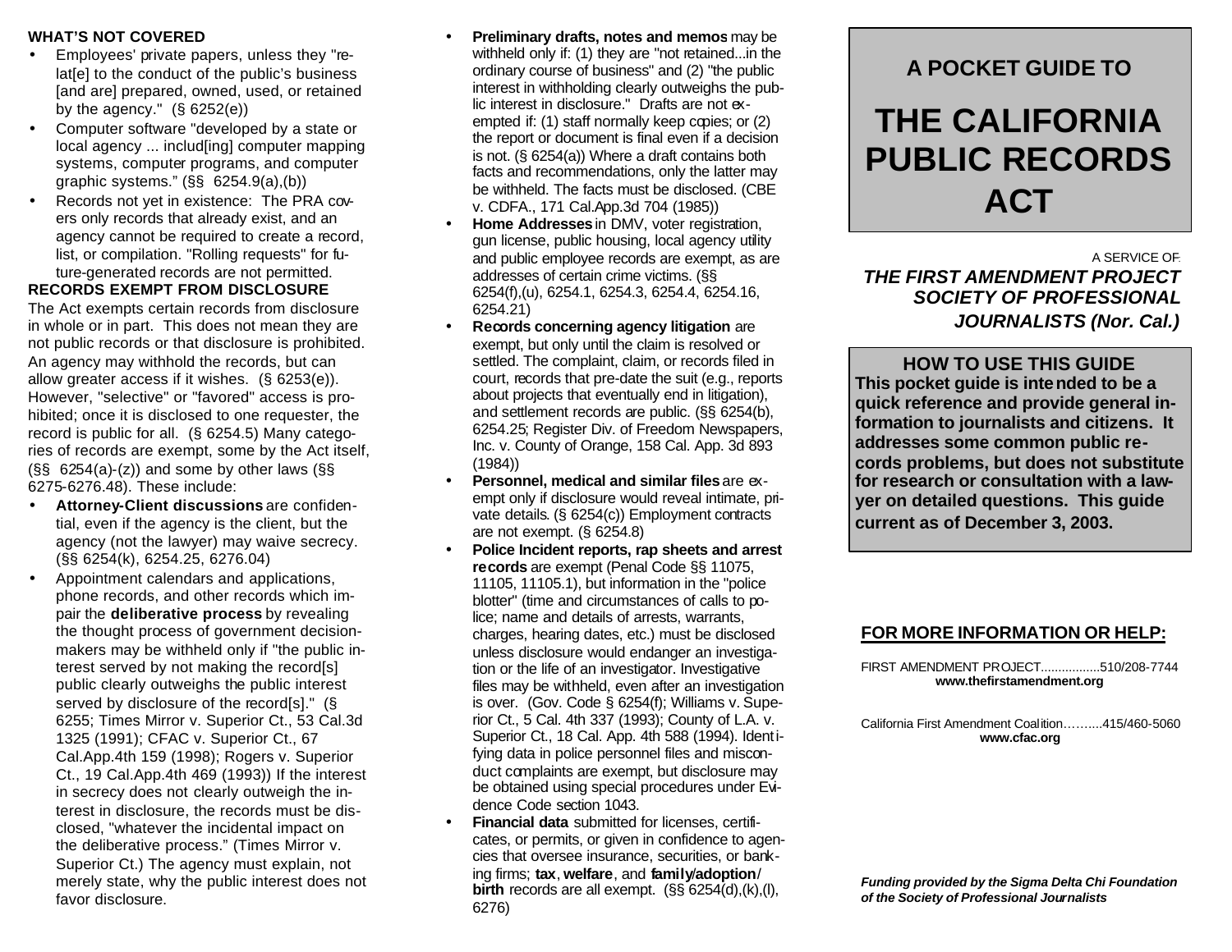**WHAT'S NOT COVERED**

- Employees' private papers, unless they "relat[e] to the conduct of the public's business [and are] prepared, owned, used, or retained by the agency." (§ 6252(e))
- Computer software "developed by a state or local agency ... includ[ing] computer mapping systems, computer programs, and computer graphic systems." (§§ 6254.9(a),(b))
- Records not yet in existence: The PRA covers only records that already exist, and an agency cannot be required to create a record, list, or compilation. "Rolling requests" for future-generated records are not permitted.

**RECORDS EXEMPT FROM DISCLOSURE**

The Act exempts certain records from disclosure in whole or in part. This does not mean they are not public records or that disclosure is prohibited. An agency may withhold the records, but can allow greater access if it wishes. (§ 6253(e)). However, "selective" or "favored" access is prohibited; once it is disclosed to one requester, the record is public for all. (§ 6254.5) Many categories of records are exempt, some by the Act itself, (§§ 6254(a)-(z)) and some by other laws (§§ 6275-6276.48). These include:

- **Attorney-Client discussions** are confidential, even if the agency is the client, but the agency (not the lawyer) may waive secrecy. (§§ 6254(k), 6254.25, 6276.04)
- Appointment calendars and applications, phone records, and other records which impair the **deliberative process** by revealing the thought process of government decision-makers may be withheld only if "the public interest served by not making the record[s] public clearly outweighs the public interest served by disclosure of the record[s]." (§ 6255; Times Mirror v. Superior Ct., 53 Cal.3d 1325 (1991); CFAC v. Superior Ct., 67 Cal.App.4th 159 (1998); Rogers v. Superior Ct., 19 Cal.App.4th 469 (1993)) If the interest in secrecy does not clearly outweigh the interest in disclosure, the records must be disclosed, "whatever the incidental impact on the deliberative process." (Times Mirror v. Superior Ct.) The agency must explain, not merely state, why the public interest does not favor disclosure.
- **Preliminary drafts, notes and memos** may be withheld only if: (1) they are "not retained...in the ordinary course of business" and (2) "the public interest in withholding clearly outweighs the public interest in disclosure." Drafts are not exempted if: (1) staff normally keep copies; or (2) the report or document is final even if a decision is not. (§ 6254(a)) Where a draft contains both facts and recommendations, only the latter may be withheld. The facts must be disclosed. (CBE v. CDFA., 171 Cal.App.3d 704 (1985))
- **Home Addresses** in DMV, voter registration, gun license, public housing, local agency utility and public employee records are exempt, as are addresses of certain crime victims. (§§ 6254(f),(u), 6254.1, 6254.3, 6254.4, 6254.16, 6254.21)
- **Records concerning agency litigation** are exempt, but only until the claim is resolved or settled. The complaint, claim, or records filed in court, records that pre-date the suit (e.g., reports about projects that eventually end in litigation), and settlement records are public. (§§ 6254(b), 6254.25; Register Div. of Freedom Newspapers, Inc. v. County of Orange, 158 Cal. App. 3d 893 (1984))
- **Personnel, medical and similar files** are exempt only if disclosure would reveal intimate, private details. (§ 6254(c)) Employment contracts are not exempt. (§ 6254.8)
- **Police Incident reports, rap sheets and arrest records** are exempt (Penal Code §§ 11075, 11105, 11105.1), but information in the "police blotter" (time and circumstances of calls to police; name and details of arrests, warrants, charges, hearing dates, etc.) must be disclosed unless disclosure would endanger an investigation or the life of an investigator. Investigative files may be withheld, even after an investigation is over. (Gov. Code § 6254(f); Williams v. Superior Ct., 5 Cal. 4th 337 (1993); County of L.A. v. Superior Ct., 18 Cal. App. 4th 588 (1994). Identifying data in police personnel files and misconduct complaints are exempt, but disclosure may be obtained using special procedures under Evidence Code section 1043.
- **Financial data** submitted for licenses, certificates, or permits, or given in confidence to agencies that oversee insurance, securities, or banking firms; **tax**, **welfare**, and **family/adoption/birth** records are all exempt. (§§ 6254(d),(k),(l), 6276)

## A POCKET GUIDE TO

# THE CALIFORNIA PUBLIC RECORDS ACT

A SERVICE OF:

***THE FIRST AMENDMENT PROJECT***
***SOCIETY OF PROFESSIONAL JOURNALISTS (Nor. Cal.)***

### HOW TO USE THIS GUIDE

**This pocket guide is intended to be a quick reference and provide general information to journalists and citizens. It addresses some common public records problems, but does not substitute for research or consultation with a lawyer on detailed questions. This guide current as of December 3, 2003.**

### FOR MORE INFORMATION OR HELP:

FIRST AMENDMENT PROJECT.................510/208-7744
**www.thefirstamendment.org**

California First Amendment Coalition………..415/460-5060
**www.cfac.org**

***Funding provided by the Sigma Delta Chi Foundation of the Society of Professional Journalists***